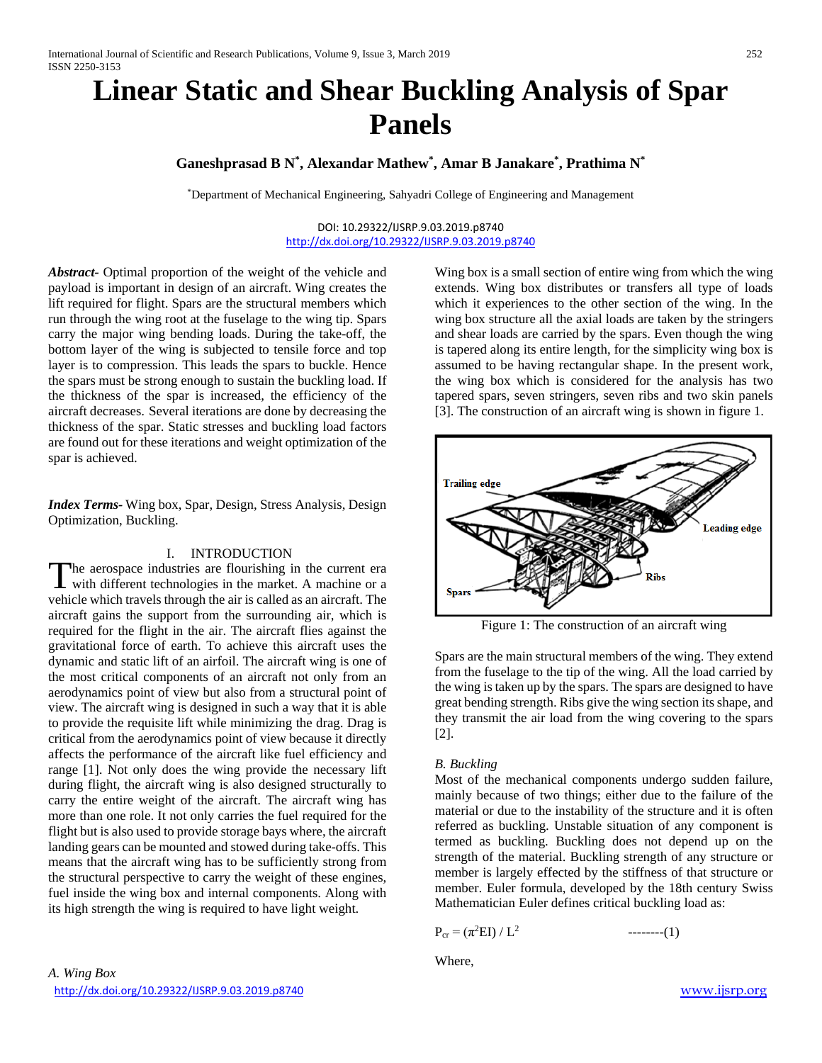# Linear Static and Shear Buckling Analysis of Spar Panels

**Ganeshprasad B N\*, Alexandar Mathew\*, Amar B Janakare\*, Prathima N\***

\*Department of Mechanical Engineering, Sahyadri College of Engineering and Management

DOI: 10.29322/IJSRP.9.03.2019.p8740
http://dx.doi.org/10.29322/IJSRP.9.03.2019.p8740

***Abstract-*** Optimal proportion of the weight of the vehicle and payload is important in design of an aircraft. Wing creates the lift required for flight. Spars are the structural members which run through the wing root at the fuselage to the wing tip. Spars carry the major wing bending loads. During the take-off, the bottom layer of the wing is subjected to tensile force and top layer is to compression. This leads the spars to buckle. Hence the spars must be strong enough to sustain the buckling load. If the thickness of the spar is increased, the efficiency of the aircraft decreases. Several iterations are done by decreasing the thickness of the spar. Static stresses and buckling load factors are found out for these iterations and weight optimization of the spar is achieved.

***Index Terms-*** Wing box, Spar, Design, Stress Analysis, Design Optimization, Buckling.

## I. INTRODUCTION

The aerospace industries are flourishing in the current era with different technologies in the market. A machine or a vehicle which travels through the air is called as an aircraft. The aircraft gains the support from the surrounding air, which is required for the flight in the air. The aircraft flies against the gravitational force of earth. To achieve this aircraft uses the dynamic and static lift of an airfoil. The aircraft wing is one of the most critical components of an aircraft not only from an aerodynamics point of view but also from a structural point of view. The aircraft wing is designed in such a way that it is able to provide the requisite lift while minimizing the drag. Drag is critical from the aerodynamics point of view because it directly affects the performance of the aircraft like fuel efficiency and range [1]. Not only does the wing provide the necessary lift during flight, the aircraft wing is also designed structurally to carry the entire weight of the aircraft. The aircraft wing has more than one role. It not only carries the fuel required for the flight but is also used to provide storage bays where, the aircraft landing gears can be mounted and stowed during take-offs. This means that the aircraft wing has to be sufficiently strong from the structural perspective to carry the weight of these engines, fuel inside the wing box and internal components. Along with its high strength the wing is required to have light weight.

### *A. Wing Box*

Wing box is a small section of entire wing from which the wing extends. Wing box distributes or transfers all type of loads which it experiences to the other section of the wing. In the wing box structure all the axial loads are taken by the stringers and shear loads are carried by the spars. Even though the wing is tapered along its entire length, for the simplicity wing box is assumed to be having rectangular shape. In the present work, the wing box which is considered for the analysis has two tapered spars, seven stringers, seven ribs and two skin panels [3]. The construction of an aircraft wing is shown in figure 1.

Figure 1: The construction of an aircraft wing

Spars are the main structural members of the wing. They extend from the fuselage to the tip of the wing. All the load carried by the wing is taken up by the spars. The spars are designed to have great bending strength. Ribs give the wing section its shape, and they transmit the air load from the wing covering to the spars [2].

### *B. Buckling*

Most of the mechanical components undergo sudden failure, mainly because of two things; either due to the failure of the material or due to the instability of the structure and it is often referred as buckling. Unstable situation of any component is termed as buckling. Buckling does not depend up on the strength of the material. Buckling strength of any structure or member is largely effected by the stiffness of that structure or member. Euler formula, developed by the 18th century Swiss Mathematician Euler defines critical buckling load as:

$$P_{cr} = (\pi^2 EI) / L^2 \qquad \text{--------(1)}$$

Where,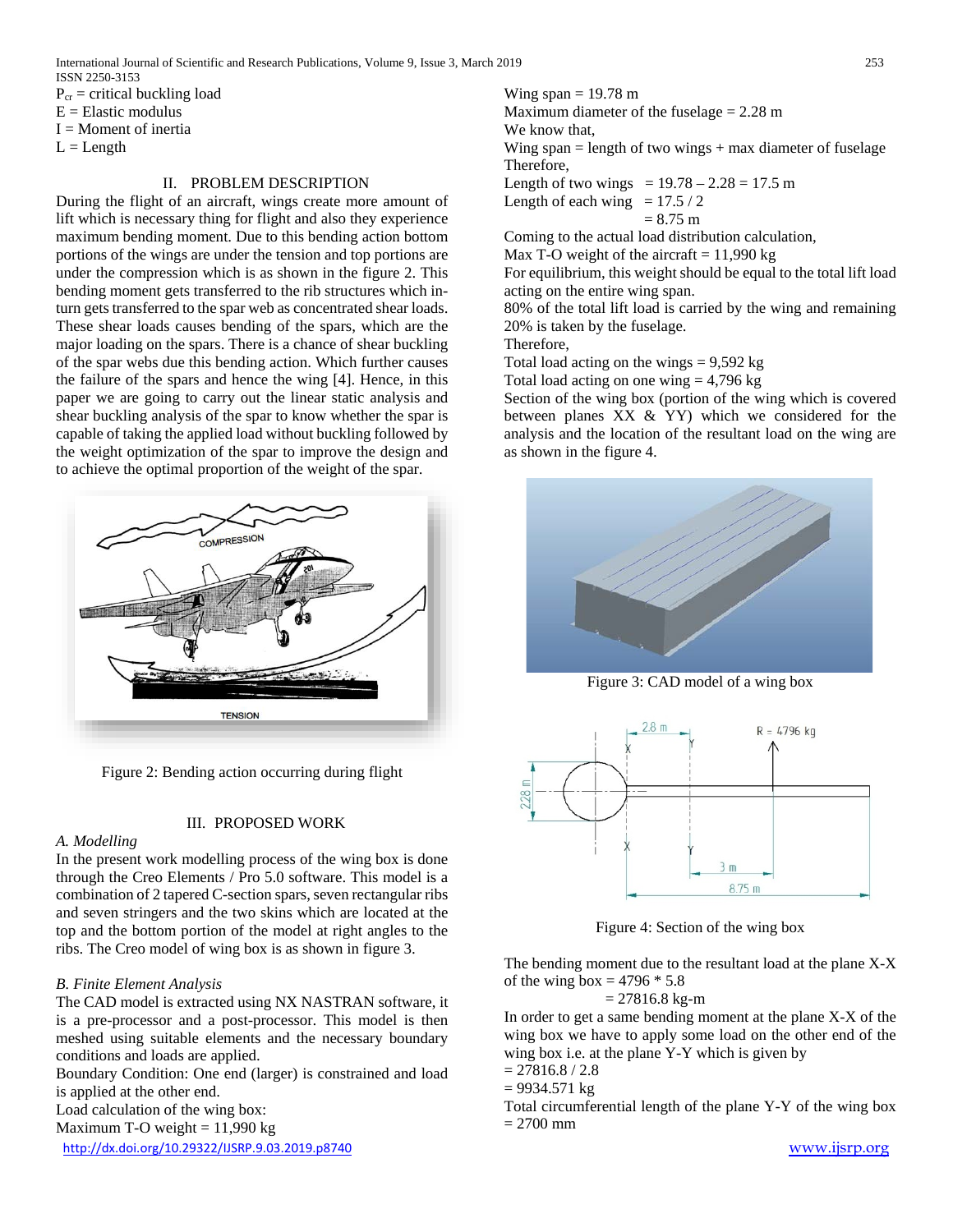$P_{cr}$ = critical buckling load
E = Elastic modulus
I = Moment of inertia
L = Length

## II. PROBLEM DESCRIPTION

During the flight of an aircraft, wings create more amount of lift which is necessary thing for flight and also they experience maximum bending moment. Due to this bending action bottom portions of the wings are under the tension and top portions are under the compression which is as shown in the figure 2. This bending moment gets transferred to the rib structures which in-turn gets transferred to the spar web as concentrated shear loads. These shear loads causes bending of the spars, which are the major loading on the spars. There is a chance of shear buckling of the spar webs due this bending action. Which further causes the failure of the spars and hence the wing [4]. Hence, in this paper we are going to carry out the linear static analysis and shear buckling analysis of the spar to know whether the spar is capable of taking the applied load without buckling followed by the weight optimization of the spar to improve the design and to achieve the optimal proportion of the weight of the spar.

Figure 2: Bending action occurring during flight

## III. PROPOSED WORK

### A. Modelling

In the present work modelling process of the wing box is done through the Creo Elements / Pro 5.0 software. This model is a combination of 2 tapered C-section spars, seven rectangular ribs and seven stringers and the two skins which are located at the top and the bottom portion of the model at right angles to the ribs. The Creo model of wing box is as shown in figure 3.

### B. Finite Element Analysis

The CAD model is extracted using NX NASTRAN software, it is a pre-processor and a post-processor. This model is then meshed using suitable elements and the necessary boundary conditions and loads are applied.

Boundary Condition: One end (larger) is constrained and load is applied at the other end.

Load calculation of the wing box:
Maximum T-O weight = 11,990 kg
Wing span = 19.78 m
Maximum diameter of the fuselage = 2.28 m
We know that,
Wing span = length of two wings + max diameter of fuselage
Therefore,
Length of two wings = 19.78 – 2.28 = 17.5 m
Length of each wing = 17.5 / 2
= 8.75 m

Coming to the actual load distribution calculation,
Max T-O weight of the aircraft = 11,990 kg
For equilibrium, this weight should be equal to the total lift load acting on the entire wing span.
80% of the total lift load is carried by the wing and remaining 20% is taken by the fuselage.
Therefore,
Total load acting on the wings = 9,592 kg
Total load acting on one wing = 4,796 kg
Section of the wing box (portion of the wing which is covered between planes XX & YY) which we considered for the analysis and the location of the resultant load on the wing are as shown in the figure 4.

Figure 3: CAD model of a wing box

Figure 4: Section of the wing box

The bending moment due to the resultant load at the plane X-X of the wing box = 4796 * 5.8
= 27816.8 kg-m
In order to get a same bending moment at the plane X-X of the wing box we have to apply some load on the other end of the wing box i.e. at the plane Y-Y which is given by
= 27816.8 / 2.8
= 9934.571 kg
Total circumferential length of the plane Y-Y of the wing box = 2700 mm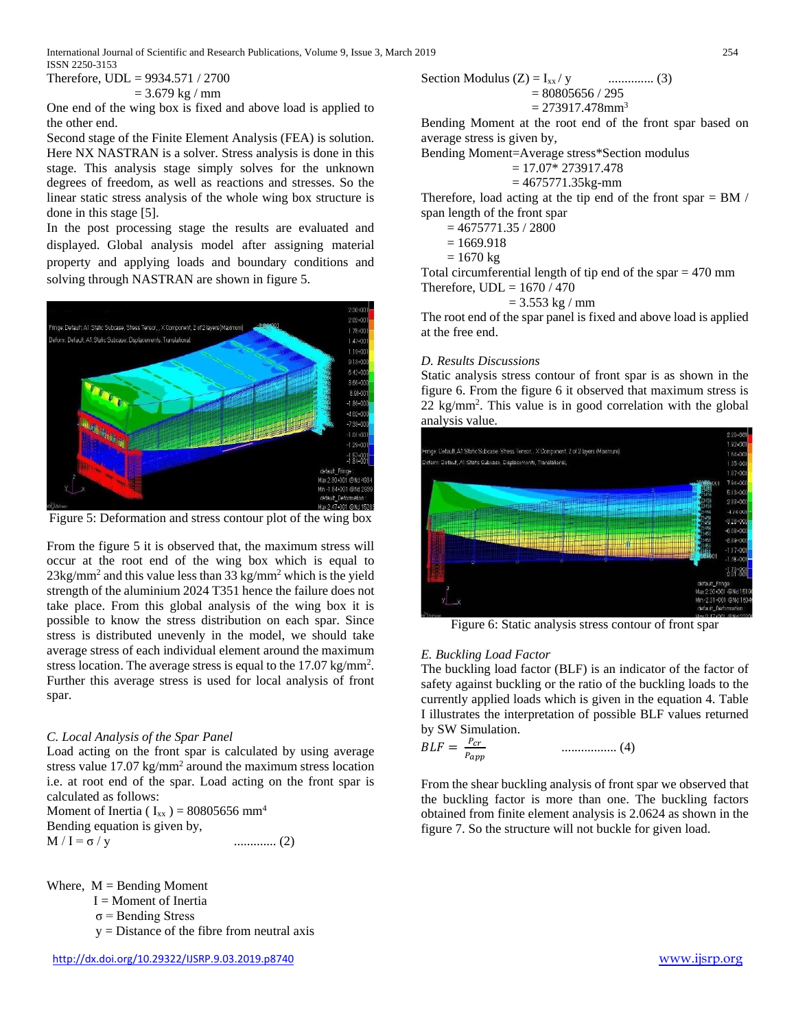Therefore, UDL = 9934.571 / 2700

= 3.679 kg / mm

One end of the wing box is fixed and above load is applied to the other end.

Second stage of the Finite Element Analysis (FEA) is solution. Here NX NASTRAN is a solver. Stress analysis is done in this stage. This analysis stage simply solves for the unknown degrees of freedom, as well as reactions and stresses. So the linear static stress analysis of the whole wing box structure is done in this stage [5].

In the post processing stage the results are evaluated and displayed. Global analysis model after assigning material property and applying loads and boundary conditions and solving through NASTRAN are shown in figure 5.

Figure 5: Deformation and stress contour plot of the wing box

From the figure 5 it is observed that, the maximum stress will occur at the root end of the wing box which is equal to 23kg/mm$^2$ and this value less than 33 kg/mm$^2$ which is the yield strength of the aluminium 2024 T351 hence the failure does not take place. From this global analysis of the wing box it is possible to know the stress distribution on each spar. Since stress is distributed unevenly in the model, we should take average stress of each individual element around the maximum stress location. The average stress is equal to the 17.07 kg/mm$^2$. Further this average stress is used for local analysis of front spar.

### C. Local Analysis of the Spar Panel

Load acting on the front spar is calculated by using average stress value 17.07 kg/mm$^2$ around the maximum stress location i.e. at root end of the spar. Load acting on the front spar is calculated as follows:

Moment of Inertia ( $I_{xx}$ ) = 80805656 mm$^4$

Bending equation is given by,

$$M / I = \sigma / y \qquad \text{............ (2)}$$

Where, M = Bending Moment

I = Moment of Inertia

$\sigma$ = Bending Stress

y = Distance of the fibre from neutral axis

Section Modulus (Z) = $I_{xx}$ / y .............. (3)

= 80805656 / 295

= 273917.478mm$^3$

Bending Moment at the root end of the front spar based on average stress is given by,

Bending Moment=Average stress*Section modulus

= 17.07* 273917.478

= 4675771.35kg-mm

Therefore, load acting at the tip end of the front spar = BM / span length of the front spar

= 4675771.35 / 2800

= 1669.918

= 1670 kg

Total circumferential length of tip end of the spar = 470 mm

Therefore, UDL = 1670 / 470

= 3.553 kg / mm

The root end of the spar panel is fixed and above load is applied at the free end.

### D. Results Discussions

Static analysis stress contour of front spar is as shown in the figure 6. From the figure 6 it observed that maximum stress is 22 kg/mm$^2$. This value is in good correlation with the global analysis value.

Figure 6: Static analysis stress contour of front spar

### E. Buckling Load Factor

The buckling load factor (BLF) is an indicator of the factor of safety against buckling or the ratio of the buckling loads to the currently applied loads which is given in the equation 4. Table I illustrates the interpretation of possible BLF values returned by SW Simulation.

$$BLF = \frac{P_{cr}}{P_{app}} \qquad \text{................. (4)}$$

From the shear buckling analysis of front spar we observed that the buckling factor is more than one. The buckling factors obtained from finite element analysis is 2.0624 as shown in the figure 7. So the structure will not buckle for given load.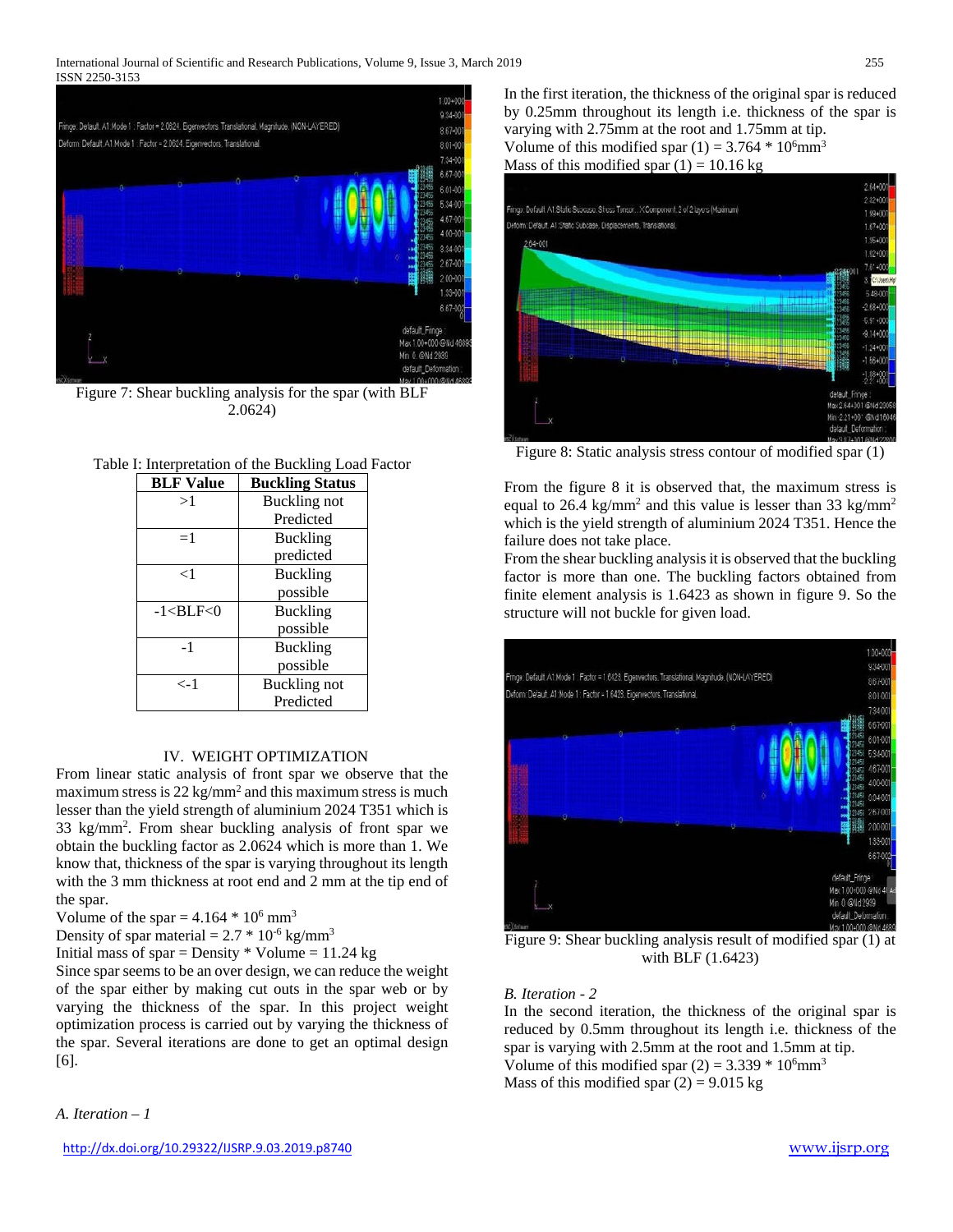Figure 7: Shear buckling analysis for the spar (with BLF 2.0624)

Table I: Interpretation of the Buckling Load Factor

| BLF Value | Buckling Status |
|---|---|
| >1 | Buckling not Predicted |
| =1 | Buckling predicted |
| <1 | Buckling possible |
| -1<BLF<0 | Buckling possible |
| -1 | Buckling possible |
| <-1 | Buckling not Predicted |

## IV. WEIGHT OPTIMIZATION

From linear static analysis of front spar we observe that the maximum stress is 22 kg/mm$^2$ and this maximum stress is much lesser than the yield strength of aluminium 2024 T351 which is 33 kg/mm$^2$. From shear buckling analysis of front spar we obtain the buckling factor as 2.0624 which is more than 1. We know that, thickness of the spar is varying throughout its length with the 3 mm thickness at root end and 2 mm at the tip end of the spar.

Volume of the spar = $4.164 * 10^6$ mm$^3$

Density of spar material = $2.7 * 10^{-6}$ kg/mm$^3$

Initial mass of spar = Density * Volume = 11.24 kg

Since spar seems to be an over design, we can reduce the weight of the spar either by making cut outs in the spar web or by varying the thickness of the spar. In this project weight optimization process is carried out by varying the thickness of the spar. Several iterations are done to get an optimal design [6].

### *A. Iteration – 1*

In the first iteration, the thickness of the original spar is reduced by 0.25mm throughout its length i.e. thickness of the spar is varying with 2.75mm at the root and 1.75mm at tip.

Volume of this modified spar (1) = $3.764 * 10^6$mm$^3$

Mass of this modified spar (1) = 10.16 kg

Figure 8: Static analysis stress contour of modified spar (1)

From the figure 8 it is observed that, the maximum stress is equal to 26.4 kg/mm$^2$ and this value is lesser than 33 kg/mm$^2$ which is the yield strength of aluminium 2024 T351. Hence the failure does not take place.

From the shear buckling analysis it is observed that the buckling factor is more than one. The buckling factors obtained from finite element analysis is 1.6423 as shown in figure 9. So the structure will not buckle for given load.

Figure 9: Shear buckling analysis result of modified spar (1) at with BLF (1.6423)

### *B. Iteration - 2*

In the second iteration, the thickness of the original spar is reduced by 0.5mm throughout its length i.e. thickness of the spar is varying with 2.5mm at the root and 1.5mm at tip.

Volume of this modified spar (2) = $3.339 * 10^6$mm$^3$

Mass of this modified spar (2) = 9.015 kg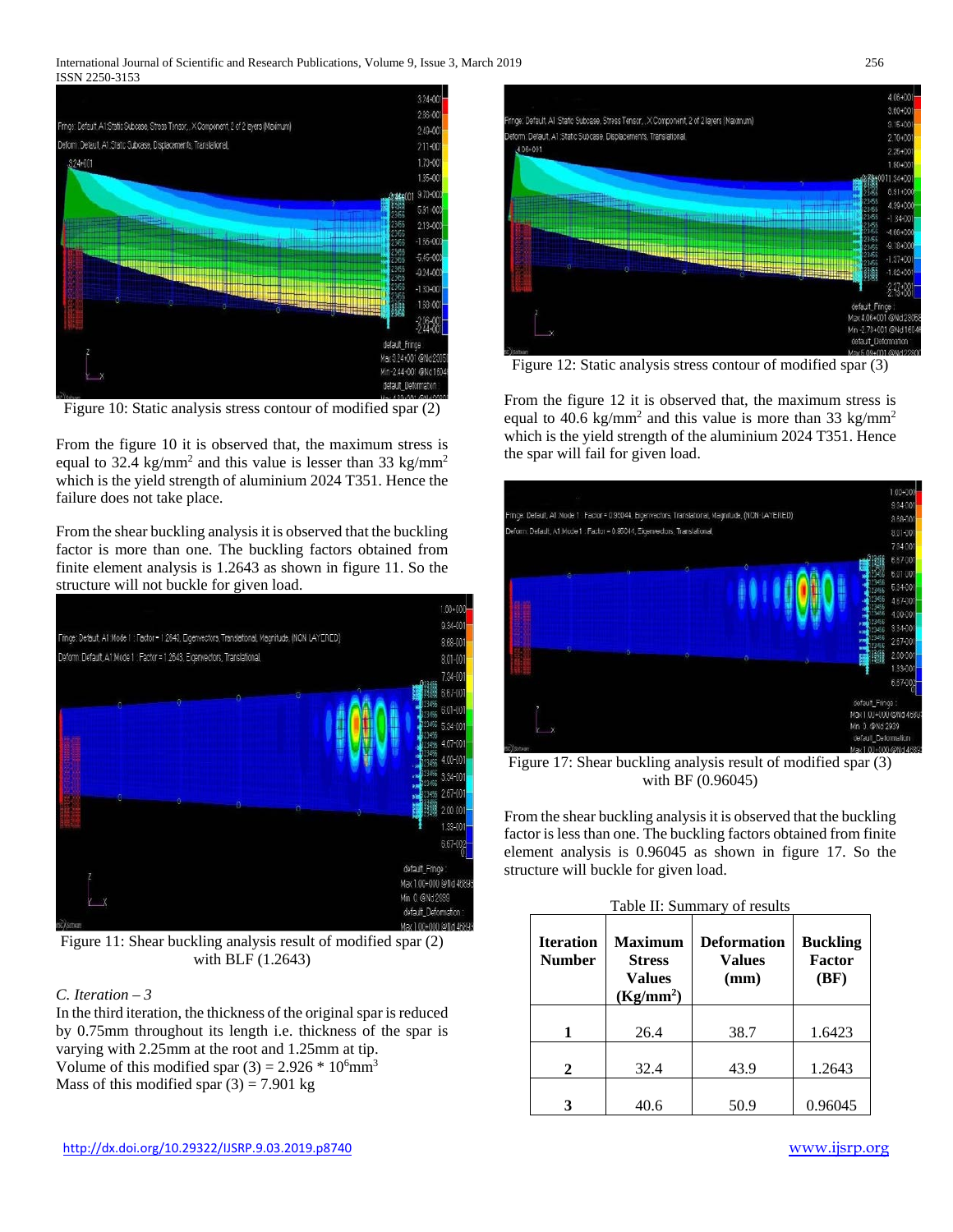Figure 10: Static analysis stress contour of modified spar (2)

From the figure 10 it is observed that, the maximum stress is equal to 32.4 kg/mm$^2$ and this value is lesser than 33 kg/mm$^2$ which is the yield strength of aluminium 2024 T351. Hence the failure does not take place.

From the shear buckling analysis it is observed that the buckling factor is more than one. The buckling factors obtained from finite element analysis is 1.2643 as shown in figure 11. So the structure will not buckle for given load.

Figure 11: Shear buckling analysis result of modified spar (2) with BLF (1.2643)

*C. Iteration – 3*

In the third iteration, the thickness of the original spar is reduced by 0.75mm throughout its length i.e. thickness of the spar is varying with 2.25mm at the root and 1.25mm at tip.
Volume of this modified spar (3) = $2.926 * 10^6$mm$^3$
Mass of this modified spar (3) = 7.901 kg

Figure 12: Static analysis stress contour of modified spar (3)

From the figure 12 it is observed that, the maximum stress is equal to 40.6 kg/mm$^2$ and this value is more than 33 kg/mm$^2$ which is the yield strength of the aluminium 2024 T351. Hence the spar will fail for given load.

Figure 17: Shear buckling analysis result of modified spar (3) with BF (0.96045)

From the shear buckling analysis it is observed that the buckling factor is less than one. The buckling factors obtained from finite element analysis is 0.96045 as shown in figure 17. So the structure will buckle for given load.

Table II: Summary of results

| Iteration Number | Maximum Stress Values (Kg/mm$^2$) | Deformation Values (mm) | Buckling Factor (BF) |
|---|---|---|---|
| 1 | 26.4 | 38.7 | 1.6423 |
| 2 | 32.4 | 43.9 | 1.2643 |
| 3 | 40.6 | 50.9 | 0.96045 |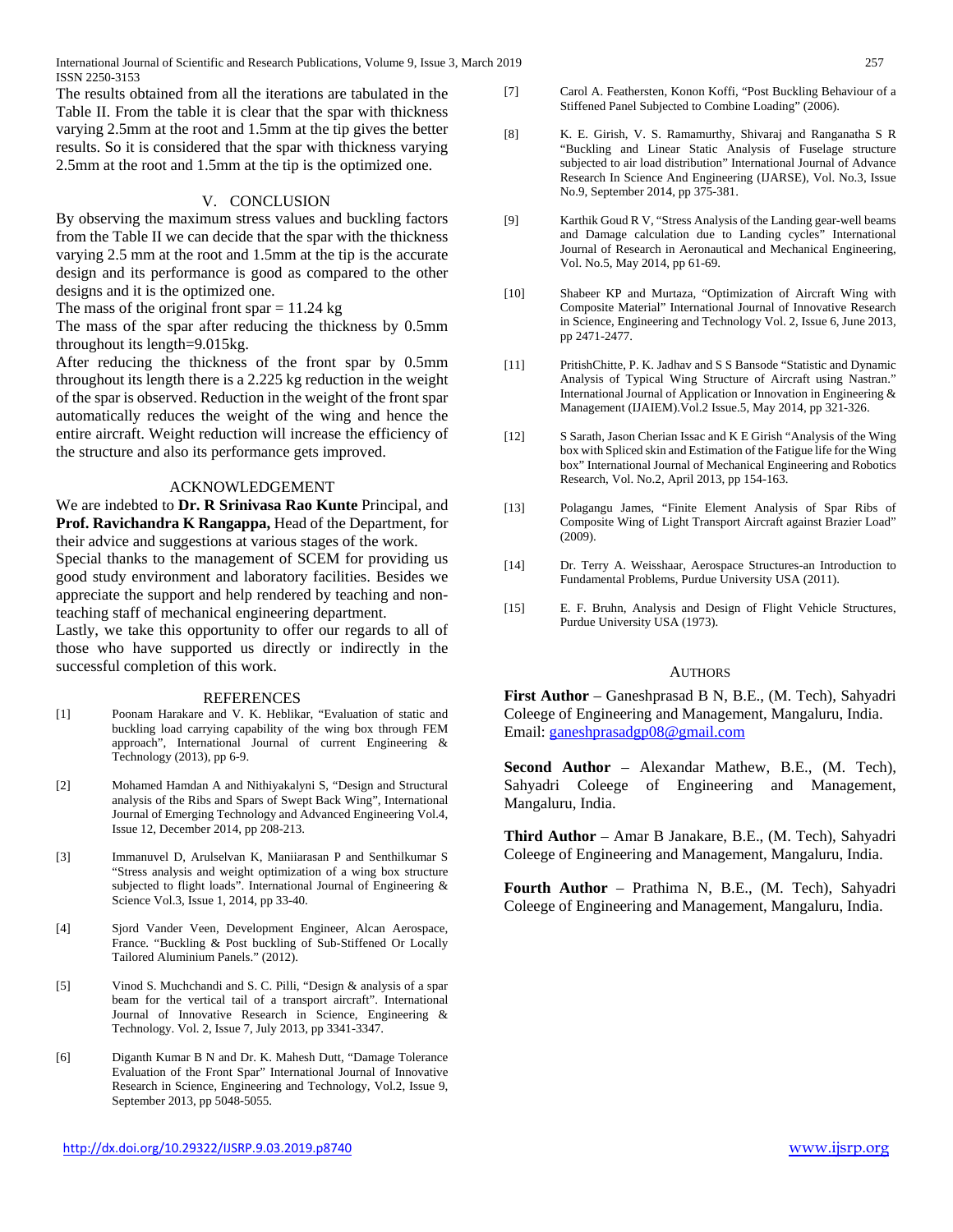The results obtained from all the iterations are tabulated in the Table II. From the table it is clear that the spar with thickness varying 2.5mm at the root and 1.5mm at the tip gives the better results. So it is considered that the spar with thickness varying 2.5mm at the root and 1.5mm at the tip is the optimized one.

## V. CONCLUSION

By observing the maximum stress values and buckling factors from the Table II we can decide that the spar with the thickness varying 2.5 mm at the root and 1.5mm at the tip is the accurate design and its performance is good as compared to the other designs and it is the optimized one.

The mass of the original front spar = 11.24 kg

The mass of the spar after reducing the thickness by 0.5mm throughout its length=9.015kg.

After reducing the thickness of the front spar by 0.5mm throughout its length there is a 2.225 kg reduction in the weight of the spar is observed. Reduction in the weight of the front spar automatically reduces the weight of the wing and hence the entire aircraft. Weight reduction will increase the efficiency of the structure and also its performance gets improved.

## ACKNOWLEDGEMENT

We are indebted to **Dr. R Srinivasa Rao Kunte** Principal, and **Prof. Ravichandra K Rangappa,** Head of the Department, for their advice and suggestions at various stages of the work.

Special thanks to the management of SCEM for providing us good study environment and laboratory facilities. Besides we appreciate the support and help rendered by teaching and non-teaching staff of mechanical engineering department.

Lastly, we take this opportunity to offer our regards to all of those who have supported us directly or indirectly in the successful completion of this work.

## REFERENCES

[1] Poonam Harakare and V. K. Heblikar, "Evaluation of static and buckling load carrying capability of the wing box through FEM approach", International Journal of current Engineering & Technology (2013), pp 6-9.

[2] Mohamed Hamdan A and Nithiyakalyni S, "Design and Structural analysis of the Ribs and Spars of Swept Back Wing", International Journal of Emerging Technology and Advanced Engineering Vol.4, Issue 12, December 2014, pp 208-213.

[3] Immanuvel D, Arulselvan K, Maniiarasan P and Senthilkumar S "Stress analysis and weight optimization of a wing box structure subjected to flight loads". International Journal of Engineering & Science Vol.3, Issue 1, 2014, pp 33-40.

[4] Sjord Vander Veen, Development Engineer, Alcan Aerospace, France. "Buckling & Post buckling of Sub-Stiffened Or Locally Tailored Aluminium Panels." (2012).

[5] Vinod S. Muchchandi and S. C. Pilli, "Design & analysis of a spar beam for the vertical tail of a transport aircraft". International Journal of Innovative Research in Science, Engineering & Technology. Vol. 2, Issue 7, July 2013, pp 3341-3347.

[6] Diganth Kumar B N and Dr. K. Mahesh Dutt, "Damage Tolerance Evaluation of the Front Spar" International Journal of Innovative Research in Science, Engineering and Technology, Vol.2, Issue 9, September 2013, pp 5048-5055.

[7] Carol A. Feathersten, Konon Koffi, "Post Buckling Behaviour of a Stiffened Panel Subjected to Combine Loading" (2006).

[8] K. E. Girish, V. S. Ramamurthy, Shivaraj and Ranganatha S R "Buckling and Linear Static Analysis of Fuselage structure subjected to air load distribution" International Journal of Advance Research In Science And Engineering (IJARSE), Vol. No.3, Issue No.9, September 2014, pp 375-381.

[9] Karthik Goud R V, "Stress Analysis of the Landing gear-well beams and Damage calculation due to Landing cycles" International Journal of Research in Aeronautical and Mechanical Engineering, Vol. No.5, May 2014, pp 61-69.

[10] Shabeer KP and Murtaza, "Optimization of Aircraft Wing with Composite Material" International Journal of Innovative Research in Science, Engineering and Technology Vol. 2, Issue 6, June 2013, pp 2471-2477.

[11] PritishChitte, P. K. Jadhav and S S Bansode "Statistic and Dynamic Analysis of Typical Wing Structure of Aircraft using Nastran." International Journal of Application or Innovation in Engineering & Management (IJAIEM).Vol.2 Issue.5, May 2014, pp 321-326.

[12] S Sarath, Jason Cherian Issac and K E Girish "Analysis of the Wing box with Spliced skin and Estimation of the Fatigue life for the Wing box" International Journal of Mechanical Engineering and Robotics Research, Vol. No.2, April 2013, pp 154-163.

[13] Polagangu James, "Finite Element Analysis of Spar Ribs of Composite Wing of Light Transport Aircraft against Brazier Load" (2009).

[14] Dr. Terry A. Weisshaar, Aerospace Structures-an Introduction to Fundamental Problems, Purdue University USA (2011).

[15] E. F. Bruhn, Analysis and Design of Flight Vehicle Structures, Purdue University USA (1973).

## AUTHORS

**First Author** – Ganeshprasad B N, B.E., (M. Tech), Sahyadri Coleege of Engineering and Management, Mangaluru, India. Email: ganeshprasadgp08@gmail.com

**Second Author** – Alexandar Mathew, B.E., (M. Tech), Sahyadri Coleege of Engineering and Management, Mangaluru, India.

**Third Author** – Amar B Janakare, B.E., (M. Tech), Sahyadri Coleege of Engineering and Management, Mangaluru, India.

**Fourth Author** – Prathima N, B.E., (M. Tech), Sahyadri Coleege of Engineering and Management, Mangaluru, India.